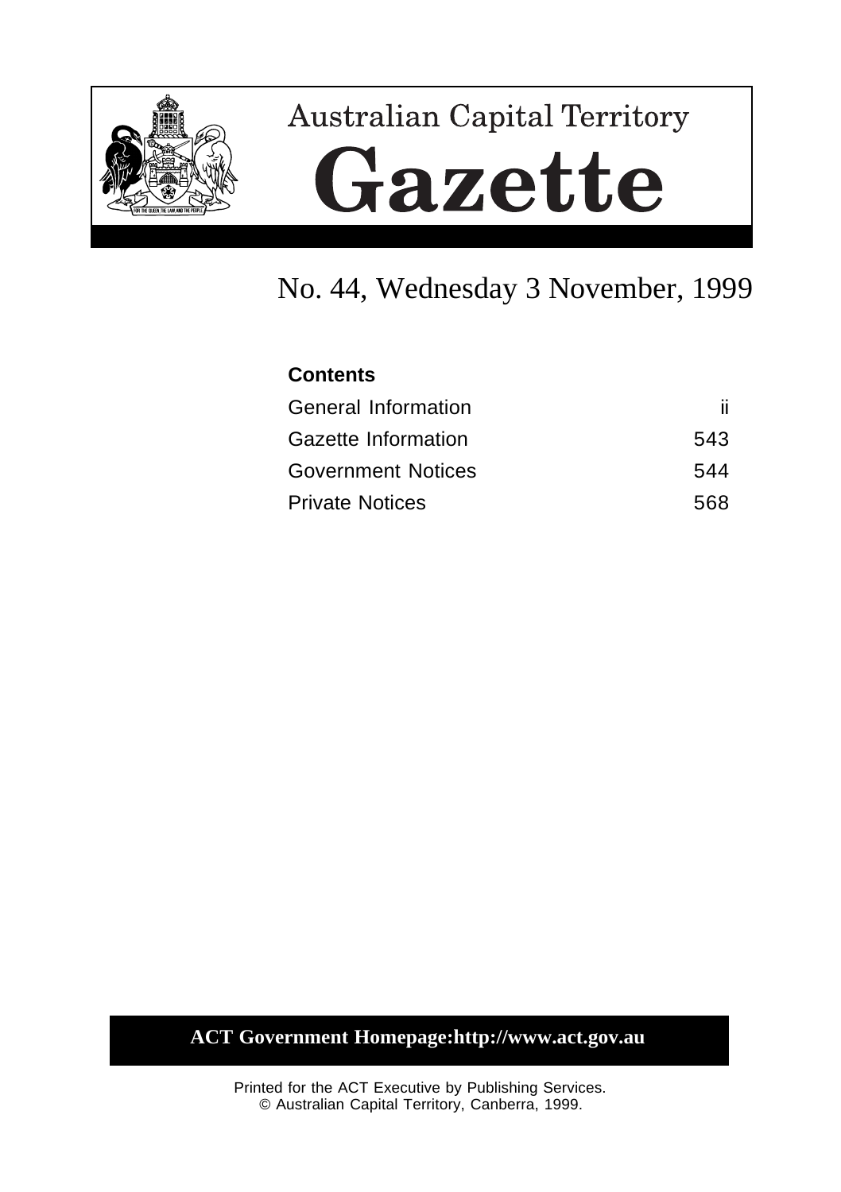# Australian Capital Territory

# Gazette

## No. 44, Wednesday 3 November, 1999

**Contents**

| | |
|---|---|
| General Information | ii |
| Gazette Information | 543 |
| Government Notices | 544 |
| Private Notices | 568 |

**ACT Government Homepage:http://www.act.gov.au**

Printed for the ACT Executive by Publishing Services.
© Australian Capital Territory, Canberra, 1999.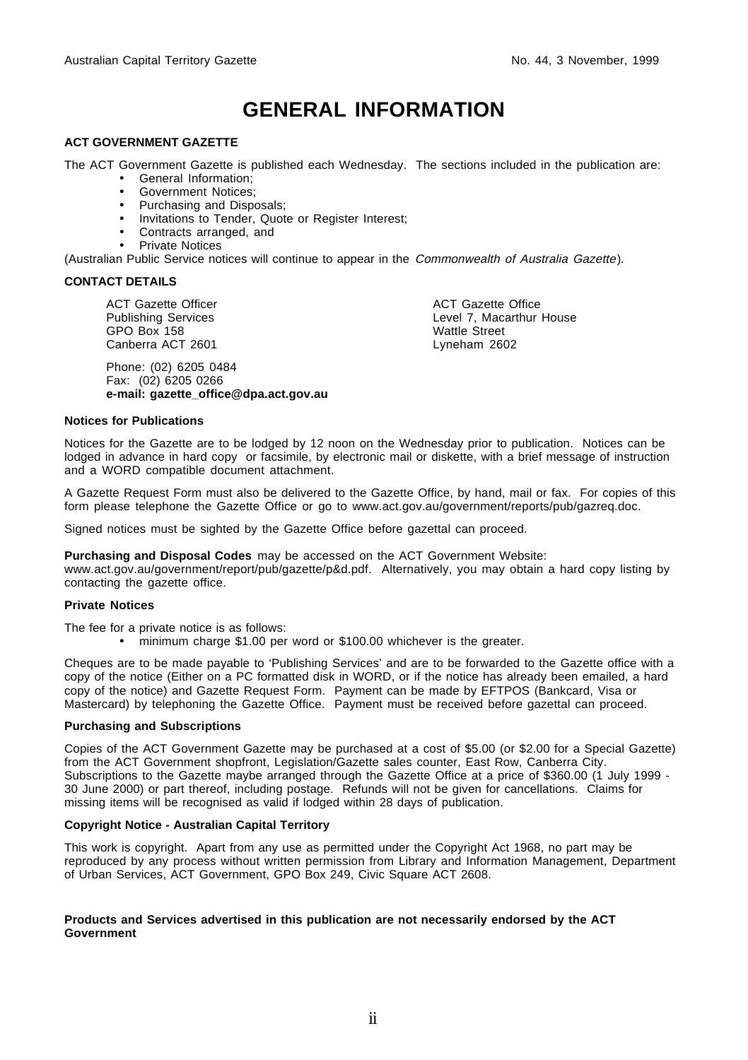# GENERAL INFORMATION

**ACT GOVERNMENT GAZETTE**

The ACT Government Gazette is published each Wednesday. The sections included in the publication are:

- General Information;
- Government Notices;
- Purchasing and Disposals;
- Invitations to Tender, Quote or Register Interest;
- Contracts arranged, and
- Private Notices

(Australian Public Service notices will continue to appear in the *Commonwealth of Australia Gazette*).

**CONTACT DETAILS**

ACT Gazette Officer
Publishing Services
GPO Box 158
Canberra ACT 2601

ACT Gazette Office
Level 7, Macarthur House
Wattle Street
Lyneham 2602

Phone: (02) 6205 0484
Fax: (02) 6205 0266
**e-mail: gazette_office@dpa.act.gov.au**

**Notices for Publications**

Notices for the Gazette are to be lodged by 12 noon on the Wednesday prior to publication. Notices can be lodged in advance in hard copy or facsimile, by electronic mail or diskette, with a brief message of instruction and a WORD compatible document attachment.

A Gazette Request Form must also be delivered to the Gazette Office, by hand, mail or fax. For copies of this form please telephone the Gazette Office or go to www.act.gov.au/government/reports/pub/gazreq.doc.

Signed notices must be sighted by the Gazette Office before gazettal can proceed.

**Purchasing and Disposal Codes** may be accessed on the ACT Government Website: www.act.gov.au/government/report/pub/gazette/p&d.pdf. Alternatively, you may obtain a hard copy listing by contacting the gazette office.

**Private Notices**

The fee for a private notice is as follows:

- minimum charge $1.00 per word or $100.00 whichever is the greater.

Cheques are to be made payable to 'Publishing Services' and are to be forwarded to the Gazette office with a copy of the notice (Either on a PC formatted disk in WORD, or if the notice has already been emailed, a hard copy of the notice) and Gazette Request Form. Payment can be made by EFTPOS (Bankcard, Visa or Mastercard) by telephoning the Gazette Office. Payment must be received before gazettal can proceed.

**Purchasing and Subscriptions**

Copies of the ACT Government Gazette may be purchased at a cost of $5.00 (or $2.00 for a Special Gazette) from the ACT Government shopfront, Legislation/Gazette sales counter, East Row, Canberra City. Subscriptions to the Gazette maybe arranged through the Gazette Office at a price of $360.00 (1 July 1999 - 30 June 2000) or part thereof, including postage. Refunds will not be given for cancellations. Claims for missing items will be recognised as valid if lodged within 28 days of publication.

**Copyright Notice - Australian Capital Territory**

This work is copyright. Apart from any use as permitted under the Copyright Act 1968, no part may be reproduced by any process without written permission from Library and Information Management, Department of Urban Services, ACT Government, GPO Box 249, Civic Square ACT 2608.

**Products and Services advertised in this publication are not necessarily endorsed by the ACT Government**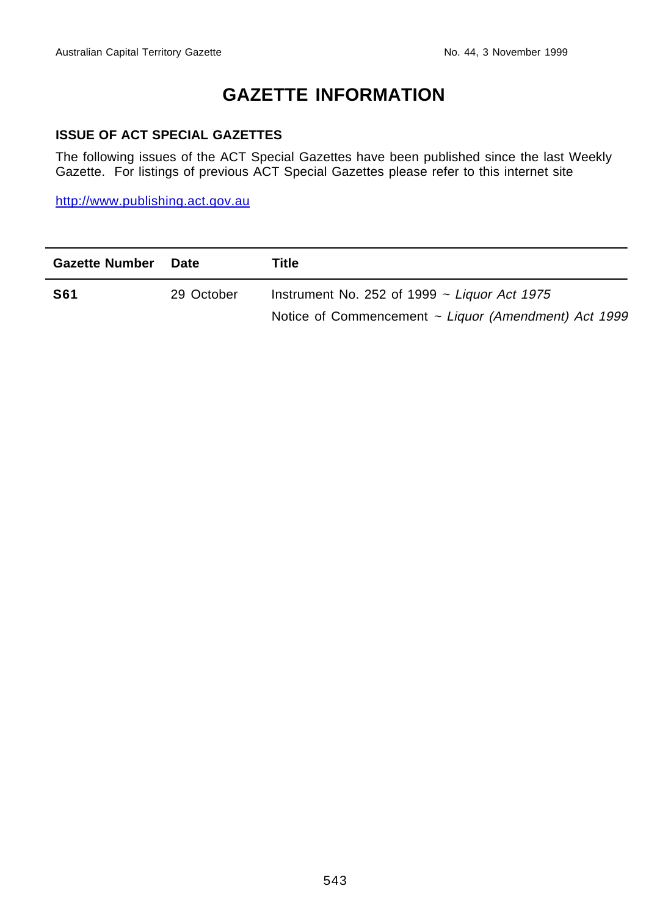# GAZETTE INFORMATION

### ISSUE OF ACT SPECIAL GAZETTES

The following issues of the ACT Special Gazettes have been published since the last Weekly Gazette. For listings of previous ACT Special Gazettes please refer to this internet site

http://www.publishing.act.gov.au

| Gazette Number | Date | Title |
|---|---|---|
| **S61** | 29 October | Instrument No. 252 of 1999 ~ *Liquor Act 1975* |
| | | Notice of Commencement ~ *Liquor (Amendment) Act 1999* |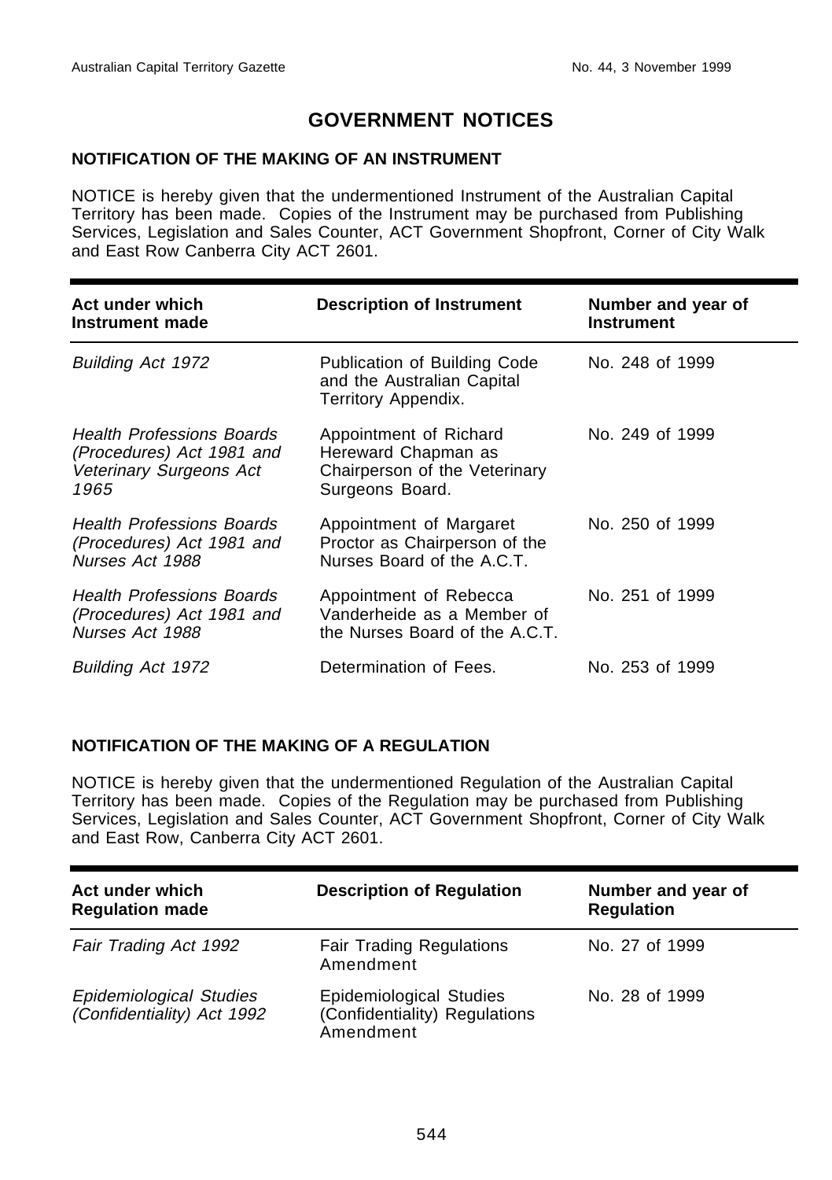# GOVERNMENT NOTICES

## NOTIFICATION OF THE MAKING OF AN INSTRUMENT

NOTICE is hereby given that the undermentioned Instrument of the Australian Capital Territory has been made. Copies of the Instrument may be purchased from Publishing Services, Legislation and Sales Counter, ACT Government Shopfront, Corner of City Walk and East Row Canberra City ACT 2601.

| Act under which Instrument made | Description of Instrument | Number and year of Instrument |
|---|---|---|
| *Building Act 1972* | Publication of Building Code and the Australian Capital Territory Appendix. | No. 248 of 1999 |
| *Health Professions Boards (Procedures) Act 1981 and Veterinary Surgeons Act 1965* | Appointment of Richard Hereward Chapman as Chairperson of the Veterinary Surgeons Board. | No. 249 of 1999 |
| *Health Professions Boards (Procedures) Act 1981 and Nurses Act 1988* | Appointment of Margaret Proctor as Chairperson of the Nurses Board of the A.C.T. | No. 250 of 1999 |
| *Health Professions Boards (Procedures) Act 1981 and Nurses Act 1988* | Appointment of Rebecca Vanderheide as a Member of the Nurses Board of the A.C.T. | No. 251 of 1999 |
| *Building Act 1972* | Determination of Fees. | No. 253 of 1999 |

## NOTIFICATION OF THE MAKING OF A REGULATION

NOTICE is hereby given that the undermentioned Regulation of the Australian Capital Territory has been made. Copies of the Regulation may be purchased from Publishing Services, Legislation and Sales Counter, ACT Government Shopfront, Corner of City Walk and East Row, Canberra City ACT 2601.

| Act under which Regulation made | Description of Regulation | Number and year of Regulation |
|---|---|---|
| *Fair Trading Act 1992* | Fair Trading Regulations Amendment | No. 27 of 1999 |
| *Epidemiological Studies (Confidentiality) Act 1992* | Epidemiological Studies (Confidentiality) Regulations Amendment | No. 28 of 1999 |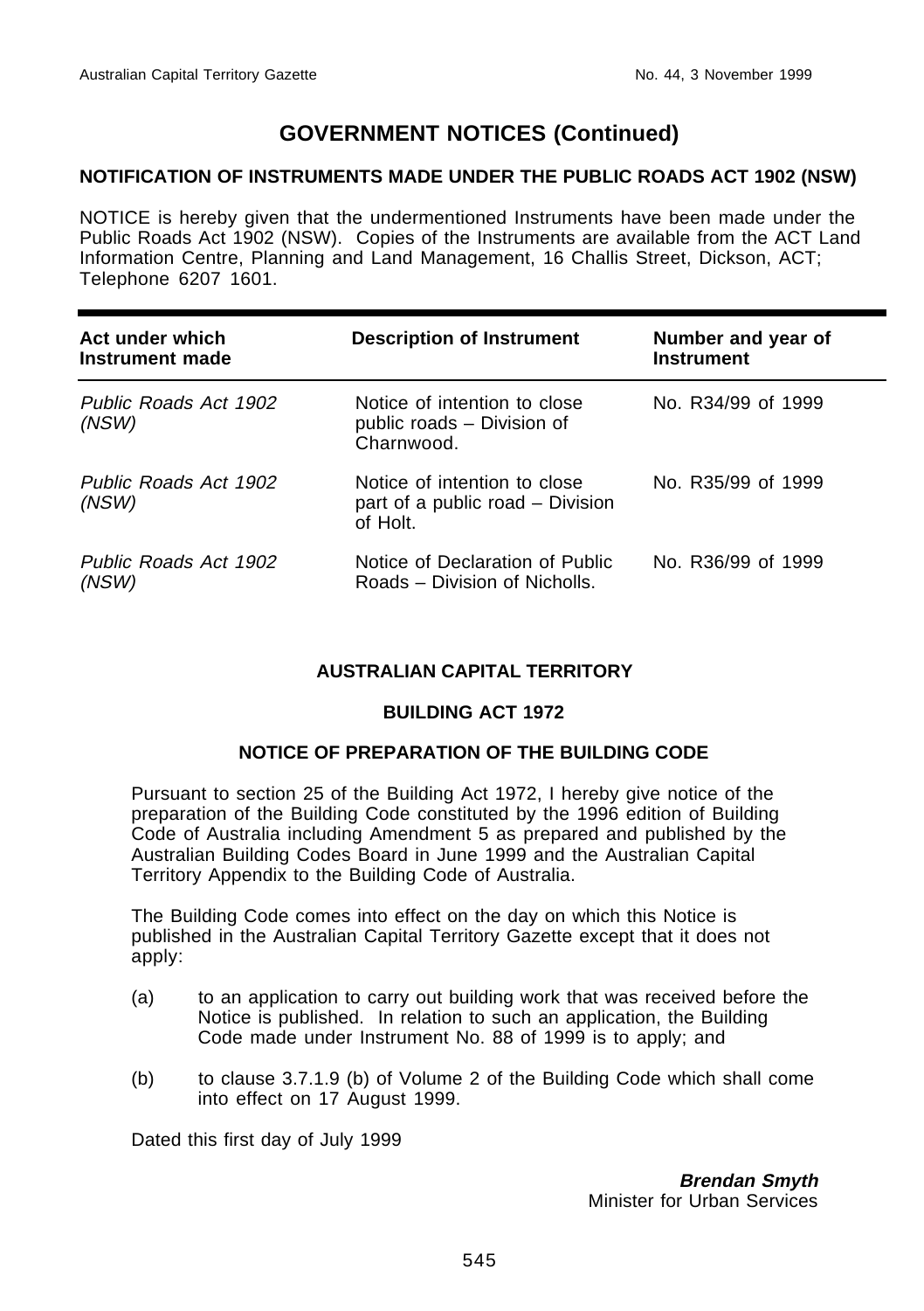# GOVERNMENT NOTICES (Continued)

## NOTIFICATION OF INSTRUMENTS MADE UNDER THE PUBLIC ROADS ACT 1902 (NSW)

NOTICE is hereby given that the undermentioned Instruments have been made under the Public Roads Act 1902 (NSW). Copies of the Instruments are available from the ACT Land Information Centre, Planning and Land Management, 16 Challis Street, Dickson, ACT; Telephone 6207 1601.

| Act under which Instrument made | Description of Instrument | Number and year of Instrument |
|---|---|---|
| *Public Roads Act 1902 (NSW)* | Notice of intention to close public roads – Division of Charnwood. | No. R34/99 of 1999 |
| *Public Roads Act 1902 (NSW)* | Notice of intention to close part of a public road – Division of Holt. | No. R35/99 of 1999 |
| *Public Roads Act 1902 (NSW)* | Notice of Declaration of Public Roads – Division of Nicholls. | No. R36/99 of 1999 |

## AUSTRALIAN CAPITAL TERRITORY

### BUILDING ACT 1972

### NOTICE OF PREPARATION OF THE BUILDING CODE

Pursuant to section 25 of the Building Act 1972, I hereby give notice of the preparation of the Building Code constituted by the 1996 edition of Building Code of Australia including Amendment 5 as prepared and published by the Australian Building Codes Board in June 1999 and the Australian Capital Territory Appendix to the Building Code of Australia.

The Building Code comes into effect on the day on which this Notice is published in the Australian Capital Territory Gazette except that it does not apply:

(a) to an application to carry out building work that was received before the Notice is published. In relation to such an application, the Building Code made under Instrument No. 88 of 1999 is to apply; and

(b) to clause 3.7.1.9 (b) of Volume 2 of the Building Code which shall come into effect on 17 August 1999.

Dated this first day of July 1999

**Brendan Smyth**
Minister for Urban Services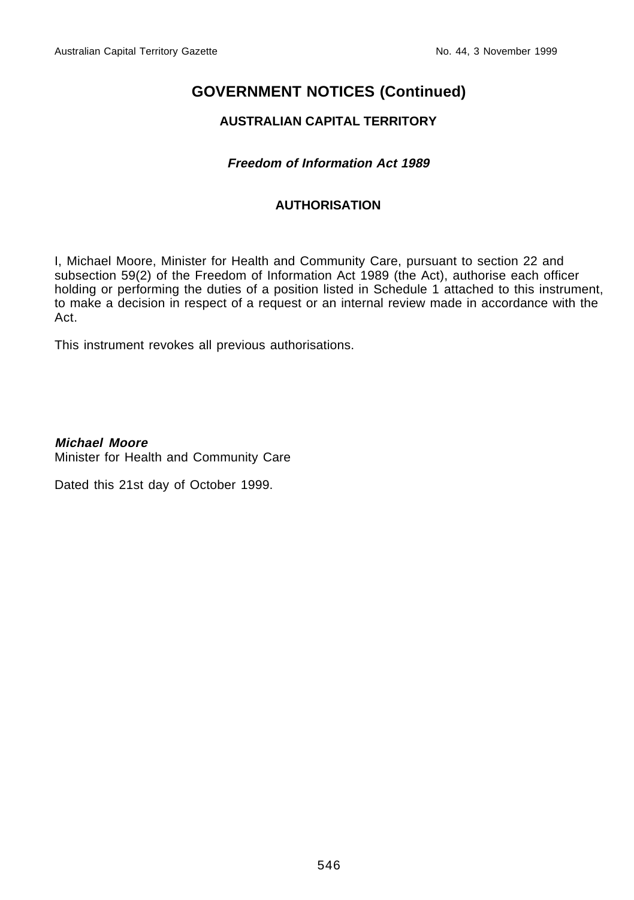# GOVERNMENT NOTICES (Continued)

## AUSTRALIAN CAPITAL TERRITORY

### *Freedom of Information Act 1989*

### AUTHORISATION

I, Michael Moore, Minister for Health and Community Care, pursuant to section 22 and subsection 59(2) of the Freedom of Information Act 1989 (the Act), authorise each officer holding or performing the duties of a position listed in Schedule 1 attached to this instrument, to make a decision in respect of a request or an internal review made in accordance with the Act.

This instrument revokes all previous authorisations.

***Michael Moore***
Minister for Health and Community Care

Dated this 21st day of October 1999.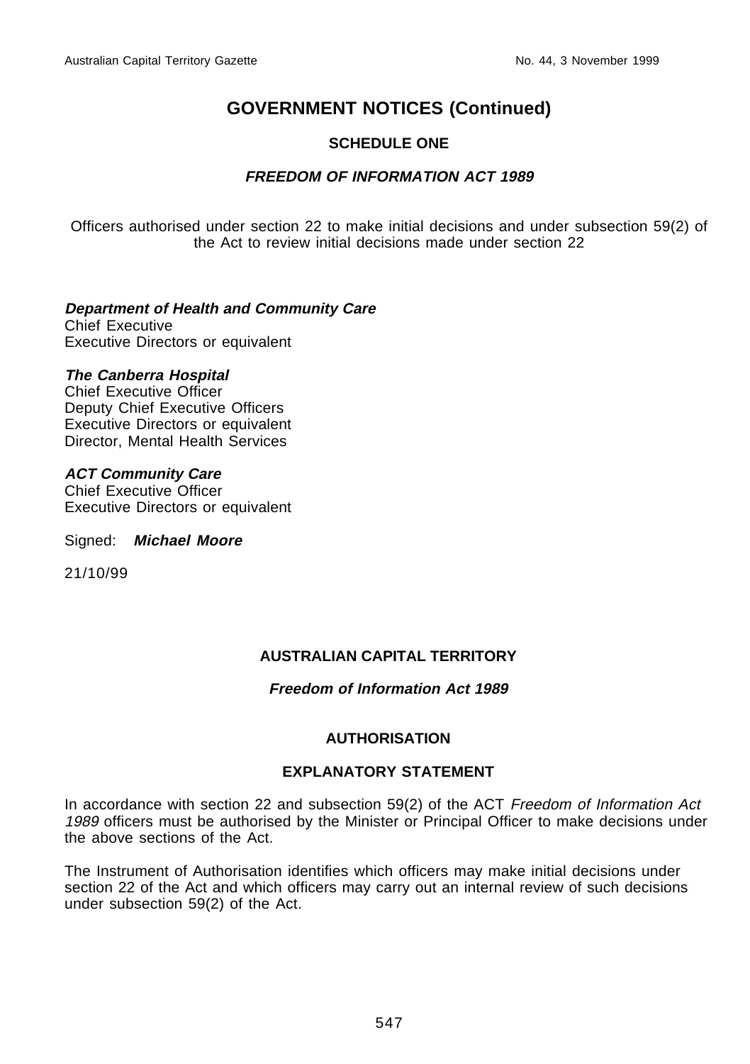## GOVERNMENT NOTICES (Continued)

### SCHEDULE ONE

### *FREEDOM OF INFORMATION ACT 1989*

Officers authorised under section 22 to make initial decisions and under subsection 59(2) of the Act to review initial decisions made under section 22

***Department of Health and Community Care***
Chief Executive
Executive Directors or equivalent

***The Canberra Hospital***
Chief Executive Officer
Deputy Chief Executive Officers
Executive Directors or equivalent
Director, Mental Health Services

***ACT Community Care***
Chief Executive Officer
Executive Directors or equivalent

Signed: ***Michael Moore***

21/10/99

### AUSTRALIAN CAPITAL TERRITORY

### *Freedom of Information Act 1989*

### AUTHORISATION

### EXPLANATORY STATEMENT

In accordance with section 22 and subsection 59(2) of the ACT *Freedom of Information Act 1989* officers must be authorised by the Minister or Principal Officer to make decisions under the above sections of the Act.

The Instrument of Authorisation identifies which officers may make initial decisions under section 22 of the Act and which officers may carry out an internal review of such decisions under subsection 59(2) of the Act.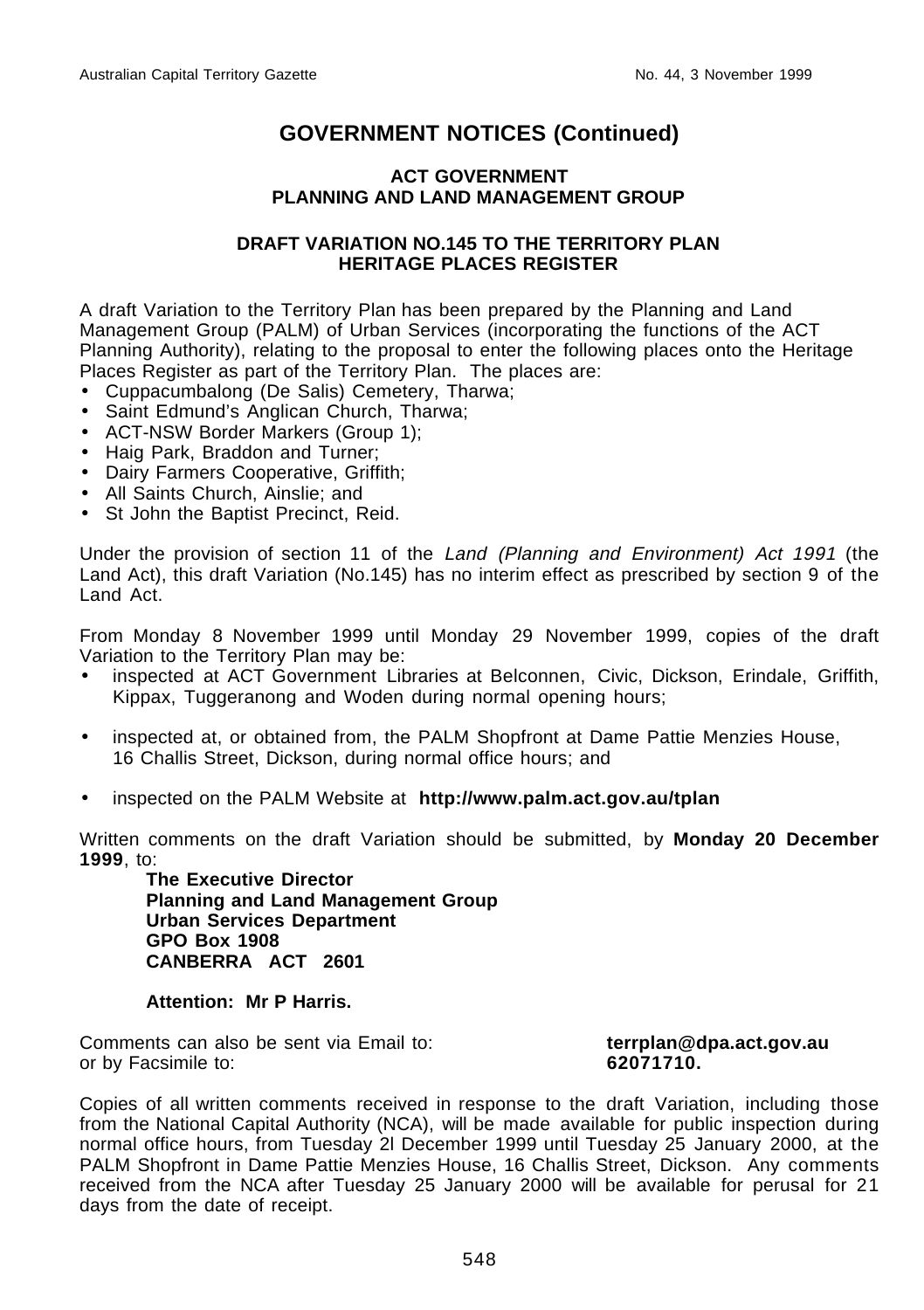# GOVERNMENT NOTICES (Continued)

## ACT GOVERNMENT
## PLANNING AND LAND MANAGEMENT GROUP

### DRAFT VARIATION NO.145 TO THE TERRITORY PLAN
### HERITAGE PLACES REGISTER

A draft Variation to the Territory Plan has been prepared by the Planning and Land Management Group (PALM) of Urban Services (incorporating the functions of the ACT Planning Authority), relating to the proposal to enter the following places onto the Heritage Places Register as part of the Territory Plan. The places are:

- Cuppacumbalong (De Salis) Cemetery, Tharwa;
- Saint Edmund's Anglican Church, Tharwa;
- ACT-NSW Border Markers (Group 1);
- Haig Park, Braddon and Turner;
- Dairy Farmers Cooperative, Griffith;
- All Saints Church, Ainslie; and
- St John the Baptist Precinct, Reid.

Under the provision of section 11 of the *Land (Planning and Environment) Act 1991* (the Land Act), this draft Variation (No.145) has no interim effect as prescribed by section 9 of the Land Act.

From Monday 8 November 1999 until Monday 29 November 1999, copies of the draft Variation to the Territory Plan may be:

- inspected at ACT Government Libraries at Belconnen, Civic, Dickson, Erindale, Griffith, Kippax, Tuggeranong and Woden during normal opening hours;
- inspected at, or obtained from, the PALM Shopfront at Dame Pattie Menzies House, 16 Challis Street, Dickson, during normal office hours; and
- inspected on the PALM Website at **http://www.palm.act.gov.au/tplan**

Written comments on the draft Variation should be submitted, by **Monday 20 December 1999**, to:

**The Executive Director**
**Planning and Land Management Group**
**Urban Services Department**
**GPO Box 1908**
**CANBERRA ACT 2601**

**Attention: Mr P Harris.**

Comments can also be sent via Email to: **terrplan@dpa.act.gov.au**
or by Facsimile to: **62071710.**

Copies of all written comments received in response to the draft Variation, including those from the National Capital Authority (NCA), will be made available for public inspection during normal office hours, from Tuesday 2l December 1999 until Tuesday 25 January 2000, at the PALM Shopfront in Dame Pattie Menzies House, 16 Challis Street, Dickson. Any comments received from the NCA after Tuesday 25 January 2000 will be available for perusal for 21 days from the date of receipt.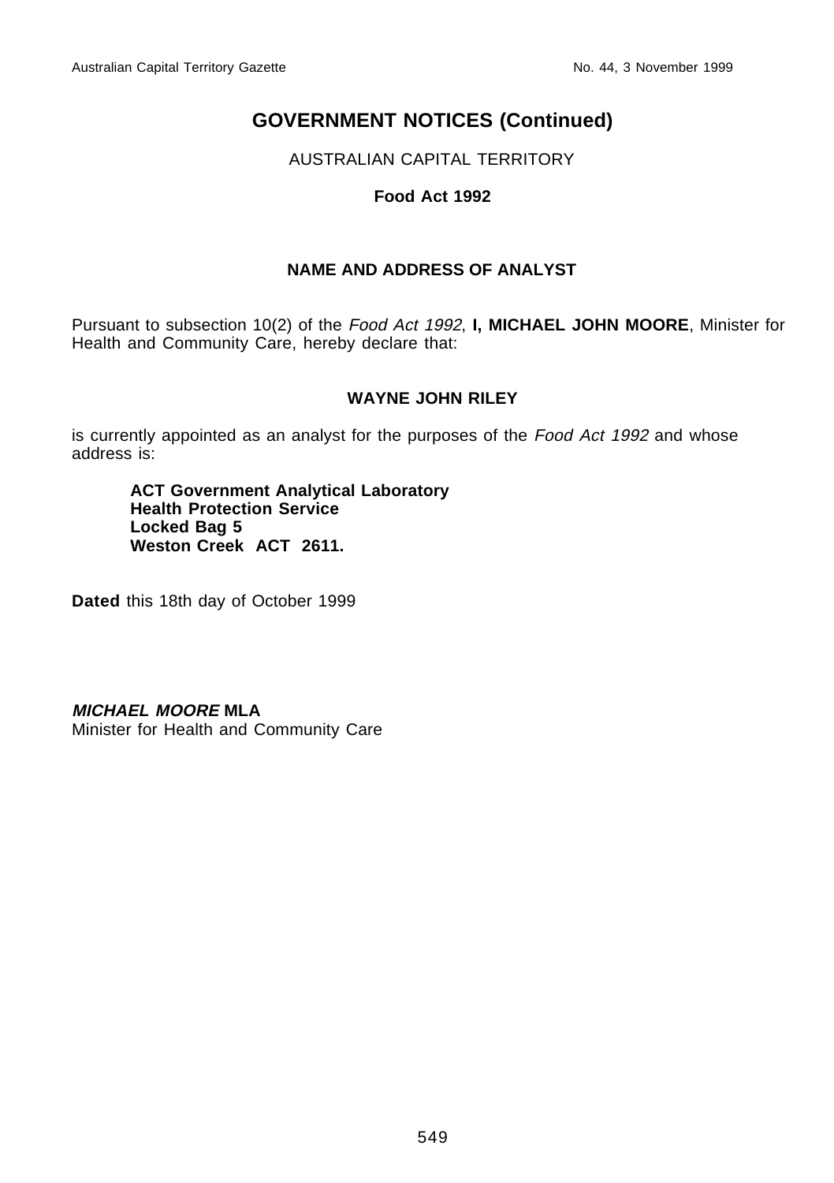## GOVERNMENT NOTICES (Continued)

AUSTRALIAN CAPITAL TERRITORY

**Food Act 1992**

**NAME AND ADDRESS OF ANALYST**

Pursuant to subsection 10(2) of the *Food Act 1992*, **I, MICHAEL JOHN MOORE**, Minister for Health and Community Care, hereby declare that:

**WAYNE JOHN RILEY**

is currently appointed as an analyst for the purposes of the *Food Act 1992* and whose address is:

**ACT Government Analytical Laboratory**
**Health Protection Service**
**Locked Bag 5**
**Weston Creek ACT 2611.**

**Dated** this 18th day of October 1999

***MICHAEL MOORE* MLA**
Minister for Health and Community Care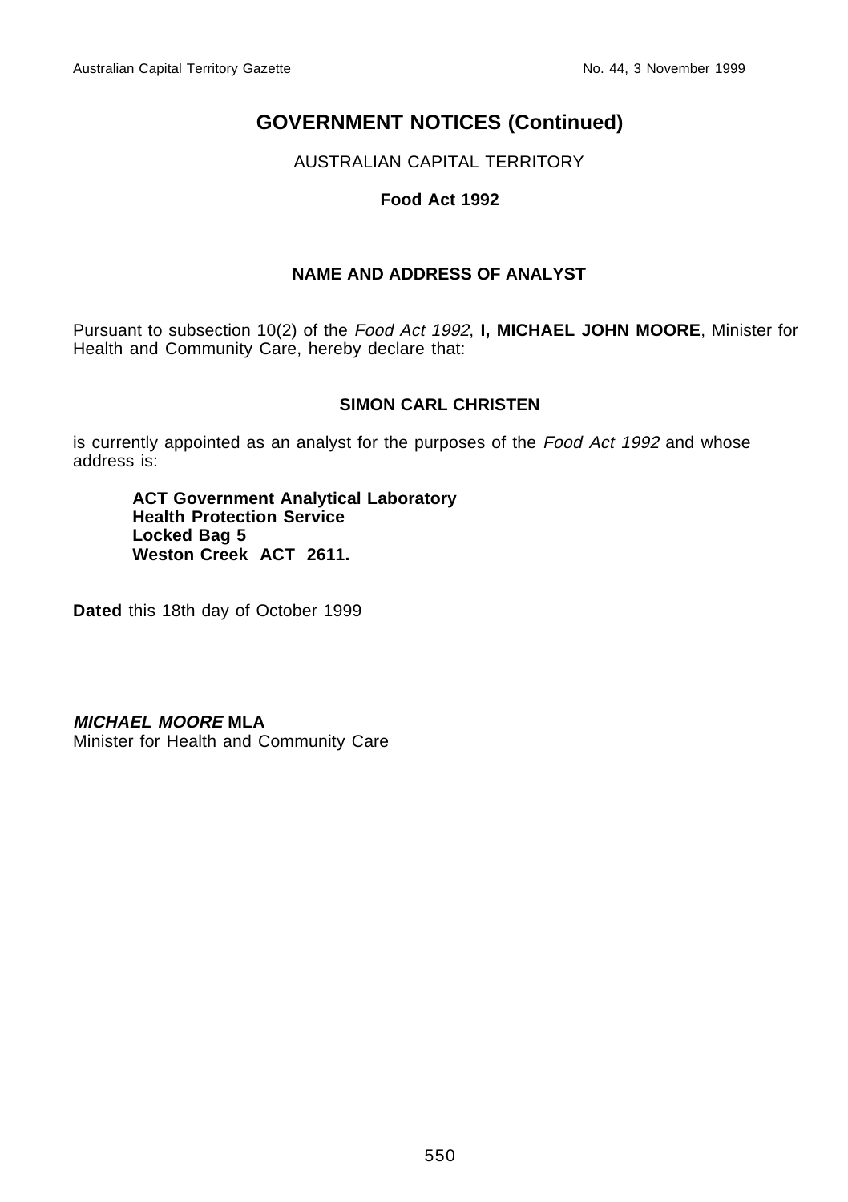# GOVERNMENT NOTICES (Continued)

AUSTRALIAN CAPITAL TERRITORY

**Food Act 1992**

## NAME AND ADDRESS OF ANALYST

Pursuant to subsection 10(2) of the *Food Act 1992*, **I, MICHAEL JOHN MOORE**, Minister for Health and Community Care, hereby declare that:

**SIMON CARL CHRISTEN**

is currently appointed as an analyst for the purposes of the *Food Act 1992* and whose address is:

> **ACT Government Analytical Laboratory**
> **Health Protection Service**
> **Locked Bag 5**
> **Weston Creek ACT 2611.**

**Dated** this 18th day of October 1999

***MICHAEL MOORE*** **MLA**
Minister for Health and Community Care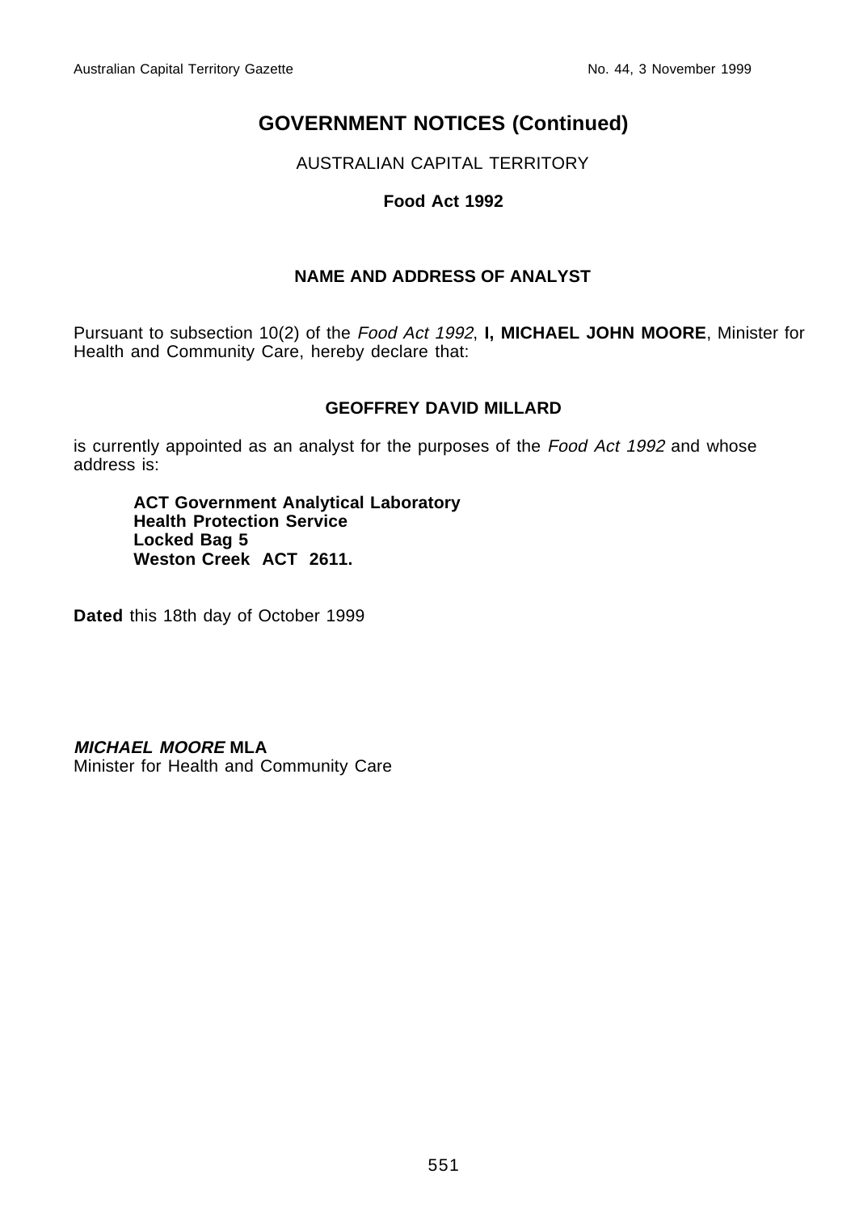# GOVERNMENT NOTICES (Continued)

AUSTRALIAN CAPITAL TERRITORY

**Food Act 1992**

**NAME AND ADDRESS OF ANALYST**

Pursuant to subsection 10(2) of the *Food Act 1992*, **I, MICHAEL JOHN MOORE**, Minister for Health and Community Care, hereby declare that:

**GEOFFREY DAVID MILLARD**

is currently appointed as an analyst for the purposes of the *Food Act 1992* and whose address is:

**ACT Government Analytical Laboratory**
**Health Protection Service**
**Locked Bag 5**
**Weston Creek ACT 2611.**

**Dated** this 18th day of October 1999

***MICHAEL MOORE*** **MLA**
Minister for Health and Community Care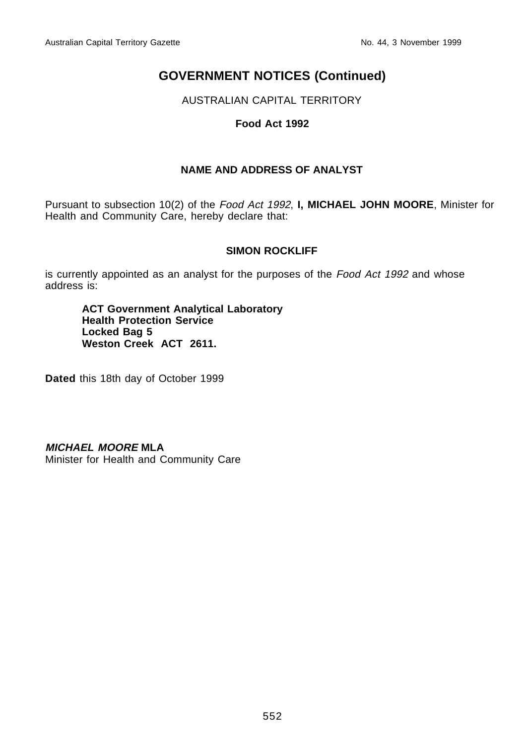## GOVERNMENT NOTICES (Continued)

AUSTRALIAN CAPITAL TERRITORY

**Food Act 1992**

**NAME AND ADDRESS OF ANALYST**

Pursuant to subsection 10(2) of the *Food Act 1992*, **I, MICHAEL JOHN MOORE**, Minister for Health and Community Care, hereby declare that:

**SIMON ROCKLIFF**

is currently appointed as an analyst for the purposes of the *Food Act 1992* and whose address is:

**ACT Government Analytical Laboratory**
**Health Protection Service**
**Locked Bag 5**
**Weston Creek ACT 2611.**

**Dated** this 18th day of October 1999

***MICHAEL MOORE* MLA**
Minister for Health and Community Care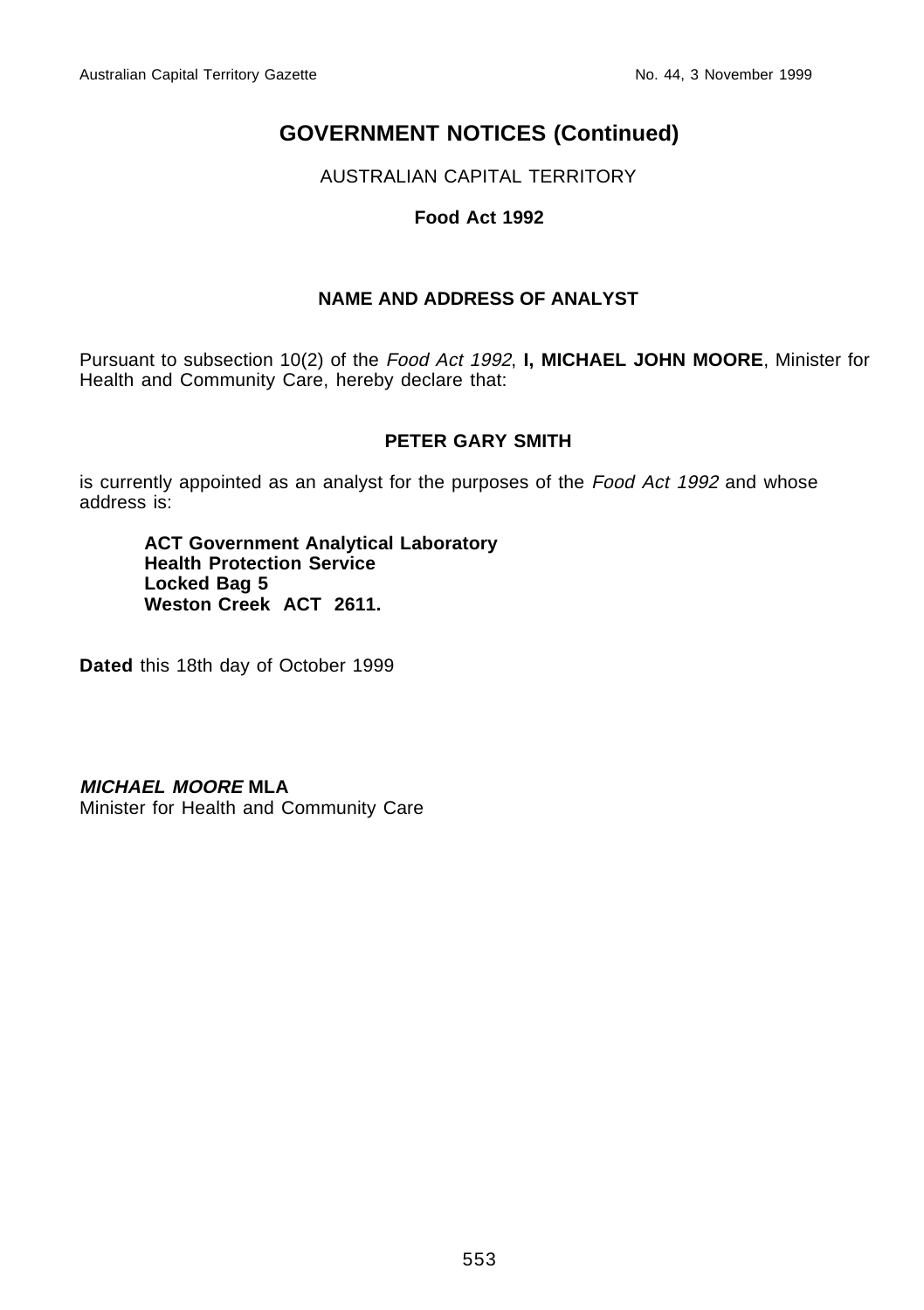# GOVERNMENT NOTICES (Continued)

AUSTRALIAN CAPITAL TERRITORY

**Food Act 1992**

## NAME AND ADDRESS OF ANALYST

Pursuant to subsection 10(2) of the *Food Act 1992*, **I, MICHAEL JOHN MOORE**, Minister for Health and Community Care, hereby declare that:

**PETER GARY SMITH**

is currently appointed as an analyst for the purposes of the *Food Act 1992* and whose address is:

> **ACT Government Analytical Laboratory**
> **Health Protection Service**
> **Locked Bag 5**
> **Weston Creek ACT 2611.**

**Dated** this 18th day of October 1999

***MICHAEL MOORE*** **MLA**
Minister for Health and Community Care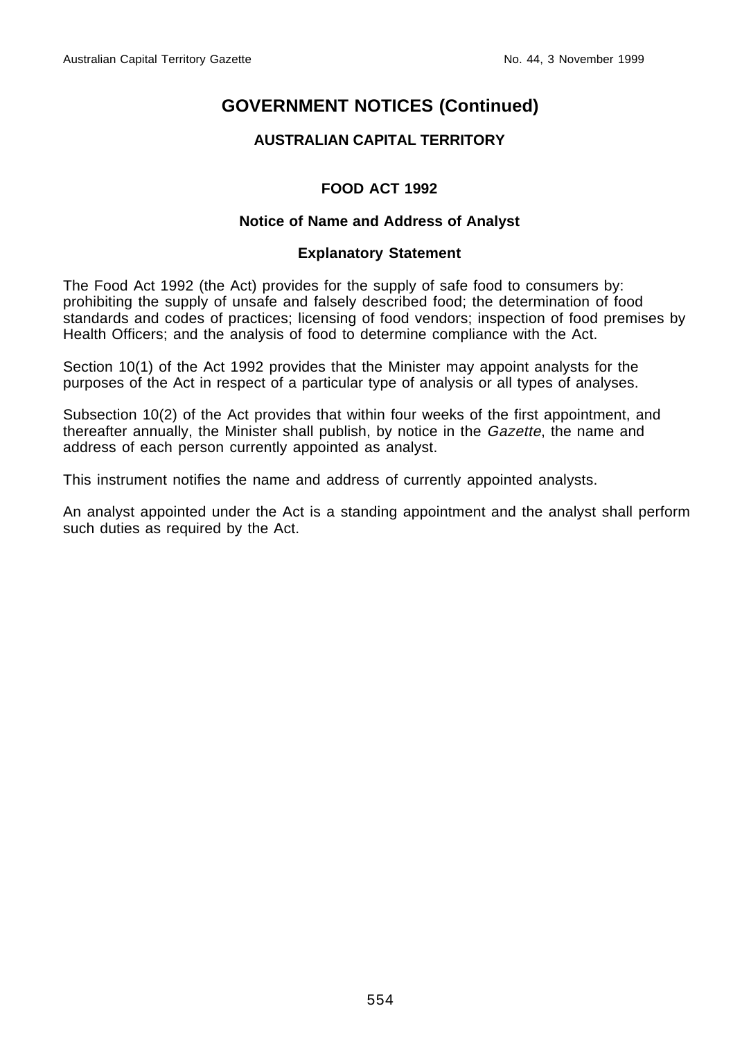# GOVERNMENT NOTICES (Continued)

## AUSTRALIAN CAPITAL TERRITORY

### FOOD ACT 1992

**Notice of Name and Address of Analyst**

**Explanatory Statement**

The Food Act 1992 (the Act) provides for the supply of safe food to consumers by: prohibiting the supply of unsafe and falsely described food; the determination of food standards and codes of practices; licensing of food vendors; inspection of food premises by Health Officers; and the analysis of food to determine compliance with the Act.

Section 10(1) of the Act 1992 provides that the Minister may appoint analysts for the purposes of the Act in respect of a particular type of analysis or all types of analyses.

Subsection 10(2) of the Act provides that within four weeks of the first appointment, and thereafter annually, the Minister shall publish, by notice in the *Gazette*, the name and address of each person currently appointed as analyst.

This instrument notifies the name and address of currently appointed analysts.

An analyst appointed under the Act is a standing appointment and the analyst shall perform such duties as required by the Act.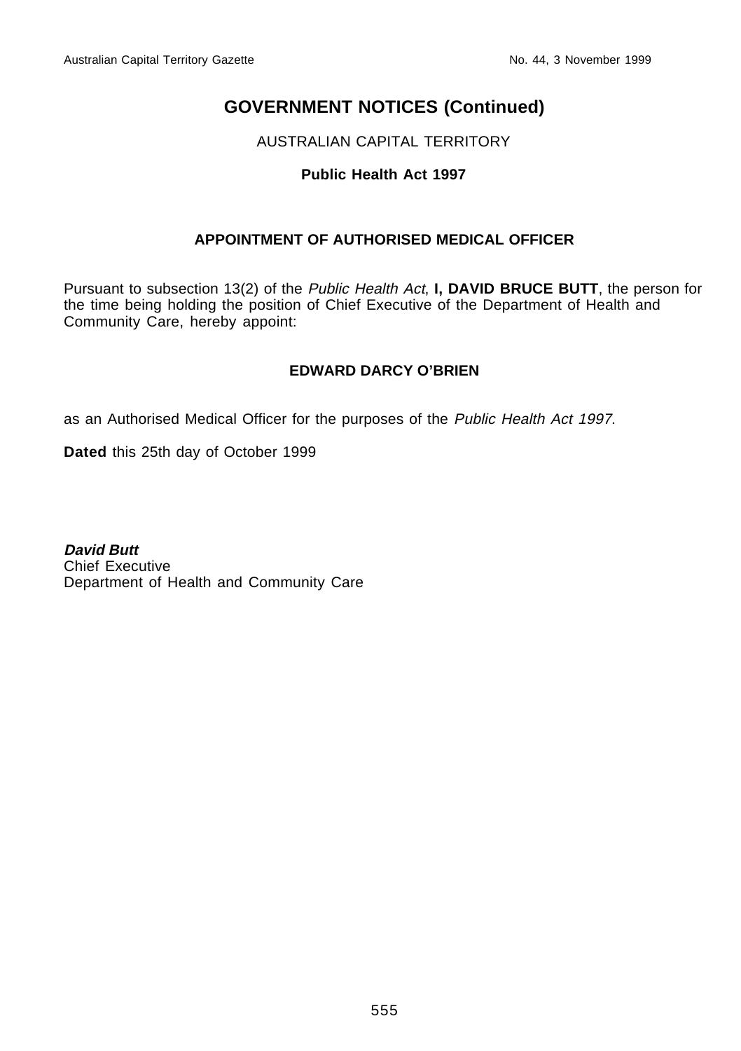## GOVERNMENT NOTICES (Continued)

AUSTRALIAN CAPITAL TERRITORY

**Public Health Act 1997**

**APPOINTMENT OF AUTHORISED MEDICAL OFFICER**

Pursuant to subsection 13(2) of the *Public Health Act*, **I, DAVID BRUCE BUTT**, the person for the time being holding the position of Chief Executive of the Department of Health and Community Care, hereby appoint:

**EDWARD DARCY O'BRIEN**

as an Authorised Medical Officer for the purposes of the *Public Health Act 1997*.

**Dated** this 25th day of October 1999

***David Butt***
Chief Executive
Department of Health and Community Care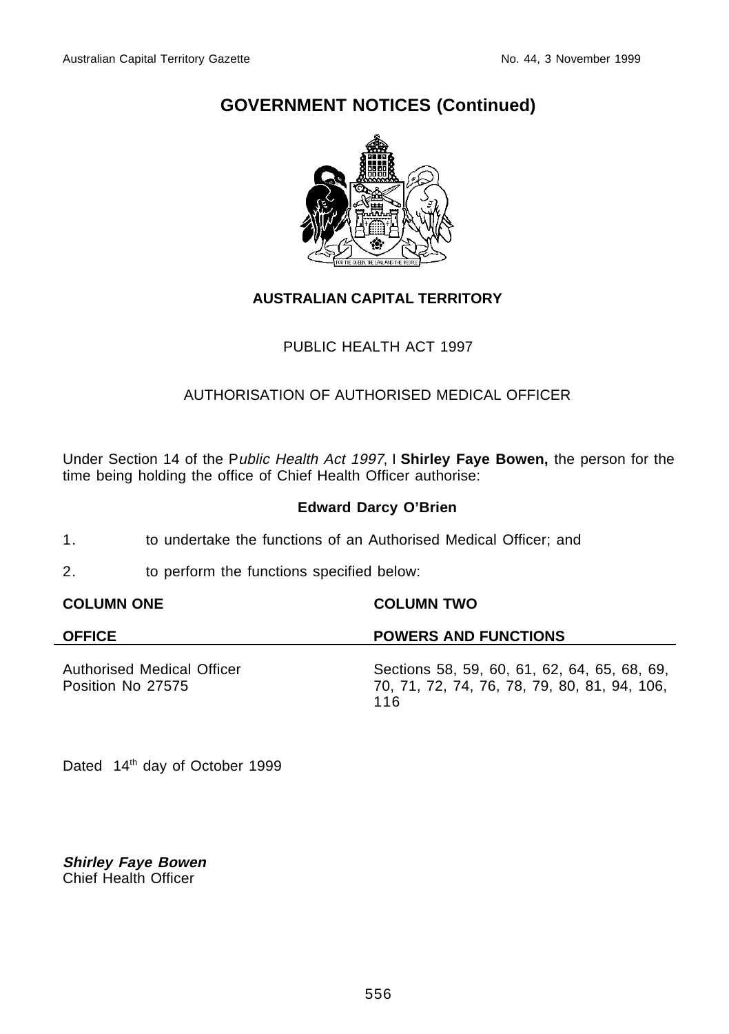# GOVERNMENT NOTICES (Continued)

**AUSTRALIAN CAPITAL TERRITORY**

PUBLIC HEALTH ACT 1997

AUTHORISATION OF AUTHORISED MEDICAL OFFICER

Under Section 14 of the P*ublic Health Act 1997*, I **Shirley Faye Bowen,** the person for the time being holding the office of Chief Health Officer authorise:

**Edward Darcy O'Brien**

1. to undertake the functions of an Authorised Medical Officer; and

2. to perform the functions specified below:

| **COLUMN ONE** | **COLUMN TWO** |
|---|---|
| **OFFICE** | **POWERS AND FUNCTIONS** |
| Authorised Medical Officer<br>Position No 27575 | Sections 58, 59, 60, 61, 62, 64, 65, 68, 69, 70, 71, 72, 74, 76, 78, 79, 80, 81, 94, 106, 116 |

Dated 14th day of October 1999

***Shirley Faye Bowen***
Chief Health Officer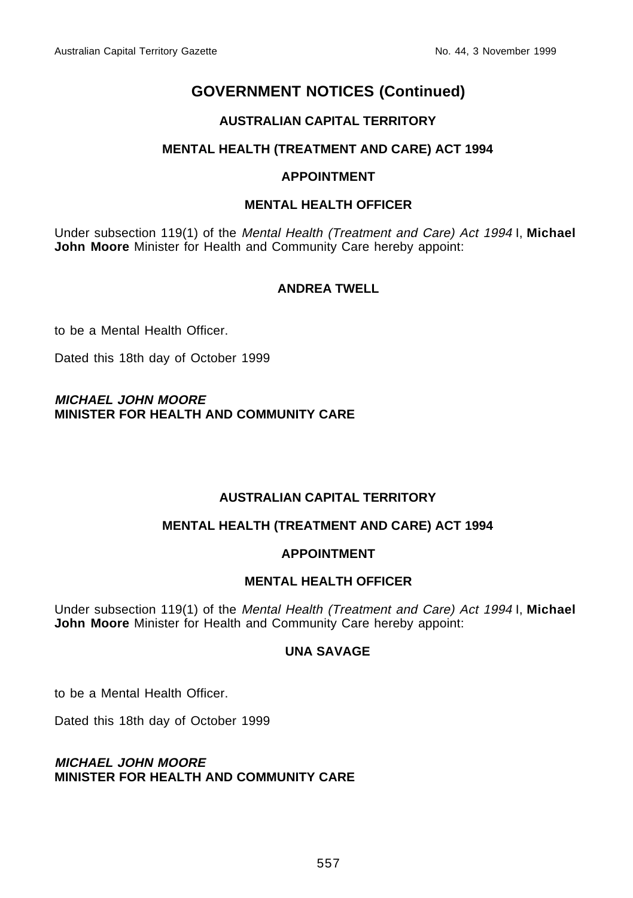# GOVERNMENT NOTICES (Continued)

## AUSTRALIAN CAPITAL TERRITORY

## MENTAL HEALTH (TREATMENT AND CARE) ACT 1994

## APPOINTMENT

## MENTAL HEALTH OFFICER

Under subsection 119(1) of the *Mental Health (Treatment and Care) Act 1994* I, **Michael John Moore** Minister for Health and Community Care hereby appoint:

**ANDREA TWELL**

to be a Mental Health Officer.

Dated this 18th day of October 1999

***MICHAEL JOHN MOORE***
**MINISTER FOR HEALTH AND COMMUNITY CARE**

## AUSTRALIAN CAPITAL TERRITORY

## MENTAL HEALTH (TREATMENT AND CARE) ACT 1994

## APPOINTMENT

## MENTAL HEALTH OFFICER

Under subsection 119(1) of the *Mental Health (Treatment and Care) Act 1994* I, **Michael John Moore** Minister for Health and Community Care hereby appoint:

**UNA SAVAGE**

to be a Mental Health Officer.

Dated this 18th day of October 1999

***MICHAEL JOHN MOORE***
**MINISTER FOR HEALTH AND COMMUNITY CARE**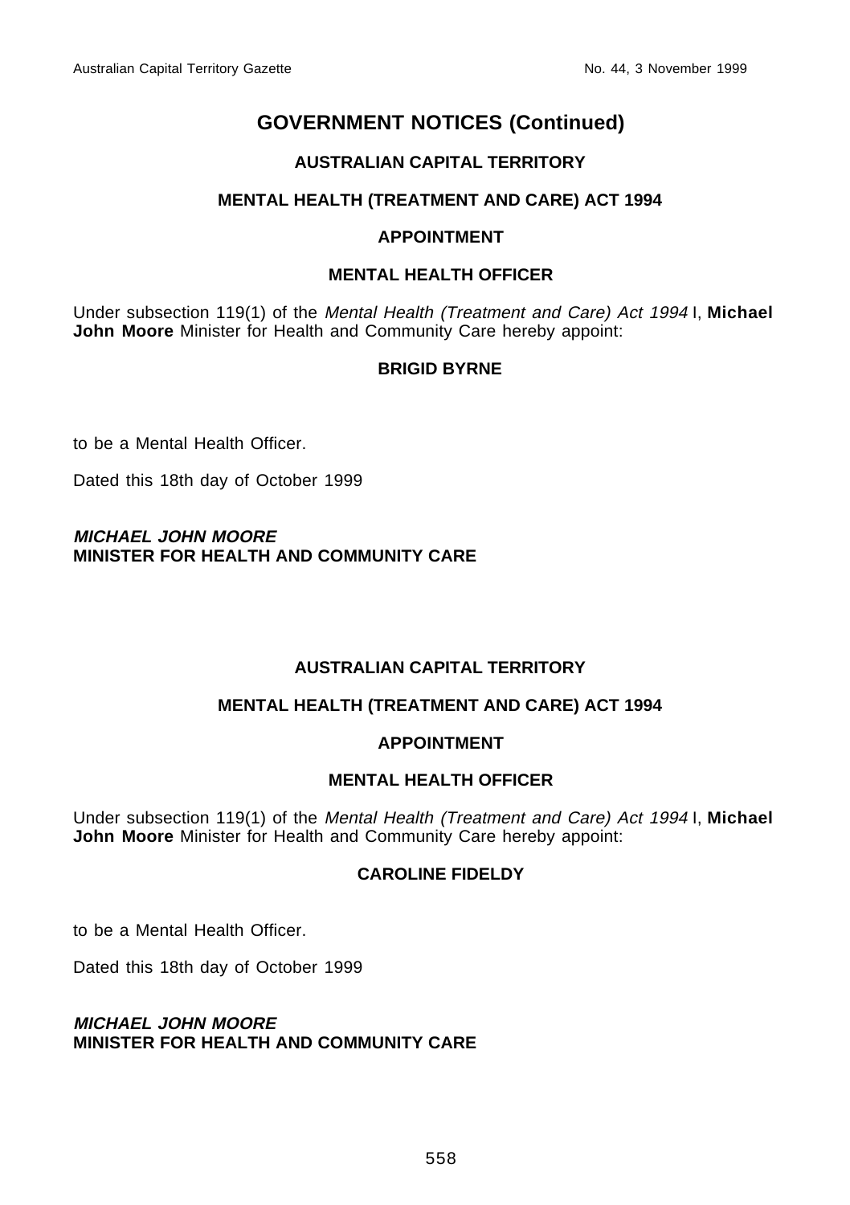# GOVERNMENT NOTICES (Continued)

**AUSTRALIAN CAPITAL TERRITORY**

**MENTAL HEALTH (TREATMENT AND CARE) ACT 1994**

**APPOINTMENT**

**MENTAL HEALTH OFFICER**

Under subsection 119(1) of the *Mental Health (Treatment and Care) Act 1994* I, **Michael John Moore** Minister for Health and Community Care hereby appoint:

**BRIGID BYRNE**

to be a Mental Health Officer.

Dated this 18th day of October 1999

***MICHAEL JOHN MOORE***
**MINISTER FOR HEALTH AND COMMUNITY CARE**

**AUSTRALIAN CAPITAL TERRITORY**

**MENTAL HEALTH (TREATMENT AND CARE) ACT 1994**

**APPOINTMENT**

**MENTAL HEALTH OFFICER**

Under subsection 119(1) of the *Mental Health (Treatment and Care) Act 1994* I, **Michael John Moore** Minister for Health and Community Care hereby appoint:

**CAROLINE FIDELDY**

to be a Mental Health Officer.

Dated this 18th day of October 1999

***MICHAEL JOHN MOORE***
**MINISTER FOR HEALTH AND COMMUNITY CARE**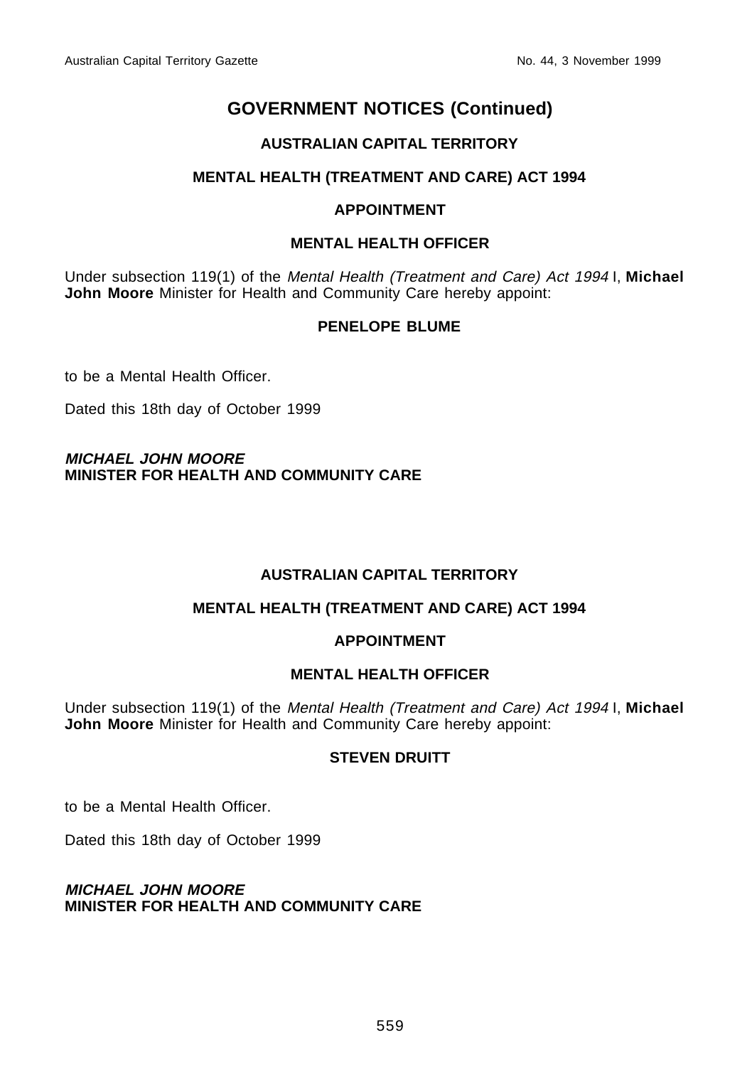# GOVERNMENT NOTICES (Continued)

**AUSTRALIAN CAPITAL TERRITORY**

**MENTAL HEALTH (TREATMENT AND CARE) ACT 1994**

**APPOINTMENT**

**MENTAL HEALTH OFFICER**

Under subsection 119(1) of the *Mental Health (Treatment and Care) Act 1994* I, **Michael John Moore** Minister for Health and Community Care hereby appoint:

**PENELOPE BLUME**

to be a Mental Health Officer.

Dated this 18th day of October 1999

***MICHAEL JOHN MOORE***
**MINISTER FOR HEALTH AND COMMUNITY CARE**

**AUSTRALIAN CAPITAL TERRITORY**

**MENTAL HEALTH (TREATMENT AND CARE) ACT 1994**

**APPOINTMENT**

**MENTAL HEALTH OFFICER**

Under subsection 119(1) of the *Mental Health (Treatment and Care) Act 1994* I, **Michael John Moore** Minister for Health and Community Care hereby appoint:

**STEVEN DRUITT**

to be a Mental Health Officer.

Dated this 18th day of October 1999

***MICHAEL JOHN MOORE***
**MINISTER FOR HEALTH AND COMMUNITY CARE**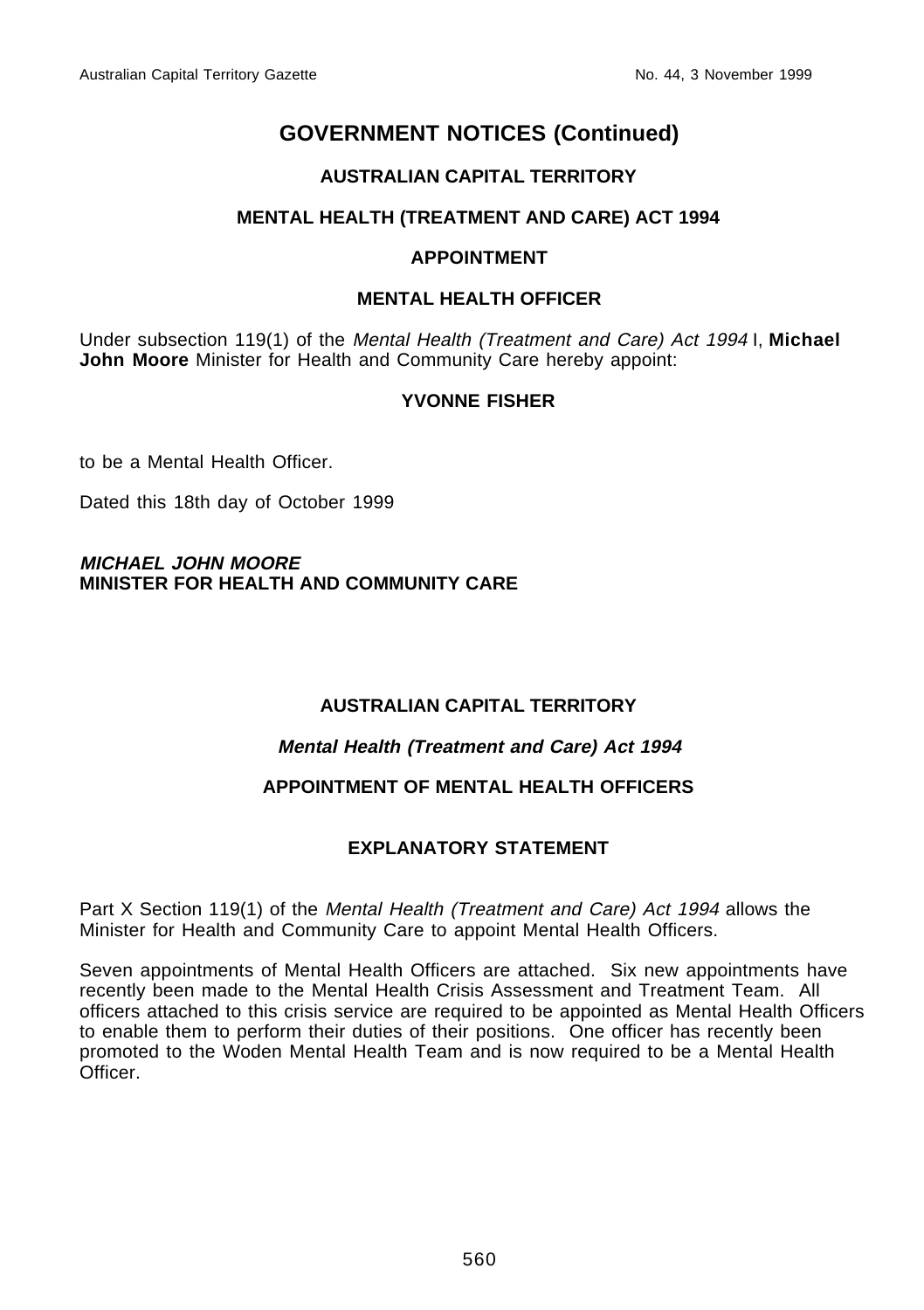# GOVERNMENT NOTICES (Continued)

## AUSTRALIAN CAPITAL TERRITORY

### MENTAL HEALTH (TREATMENT AND CARE) ACT 1994

### APPOINTMENT

### MENTAL HEALTH OFFICER

Under subsection 119(1) of the *Mental Health (Treatment and Care) Act 1994* I, **Michael John Moore** Minister for Health and Community Care hereby appoint:

**YVONNE FISHER**

to be a Mental Health Officer.

Dated this 18th day of October 1999

***MICHAEL JOHN MOORE***
**MINISTER FOR HEALTH AND COMMUNITY CARE**

## AUSTRALIAN CAPITAL TERRITORY

### *Mental Health (Treatment and Care) Act 1994*

### APPOINTMENT OF MENTAL HEALTH OFFICERS

### EXPLANATORY STATEMENT

Part X Section 119(1) of the *Mental Health (Treatment and Care) Act 1994* allows the Minister for Health and Community Care to appoint Mental Health Officers.

Seven appointments of Mental Health Officers are attached. Six new appointments have recently been made to the Mental Health Crisis Assessment and Treatment Team. All officers attached to this crisis service are required to be appointed as Mental Health Officers to enable them to perform their duties of their positions. One officer has recently been promoted to the Woden Mental Health Team and is now required to be a Mental Health Officer.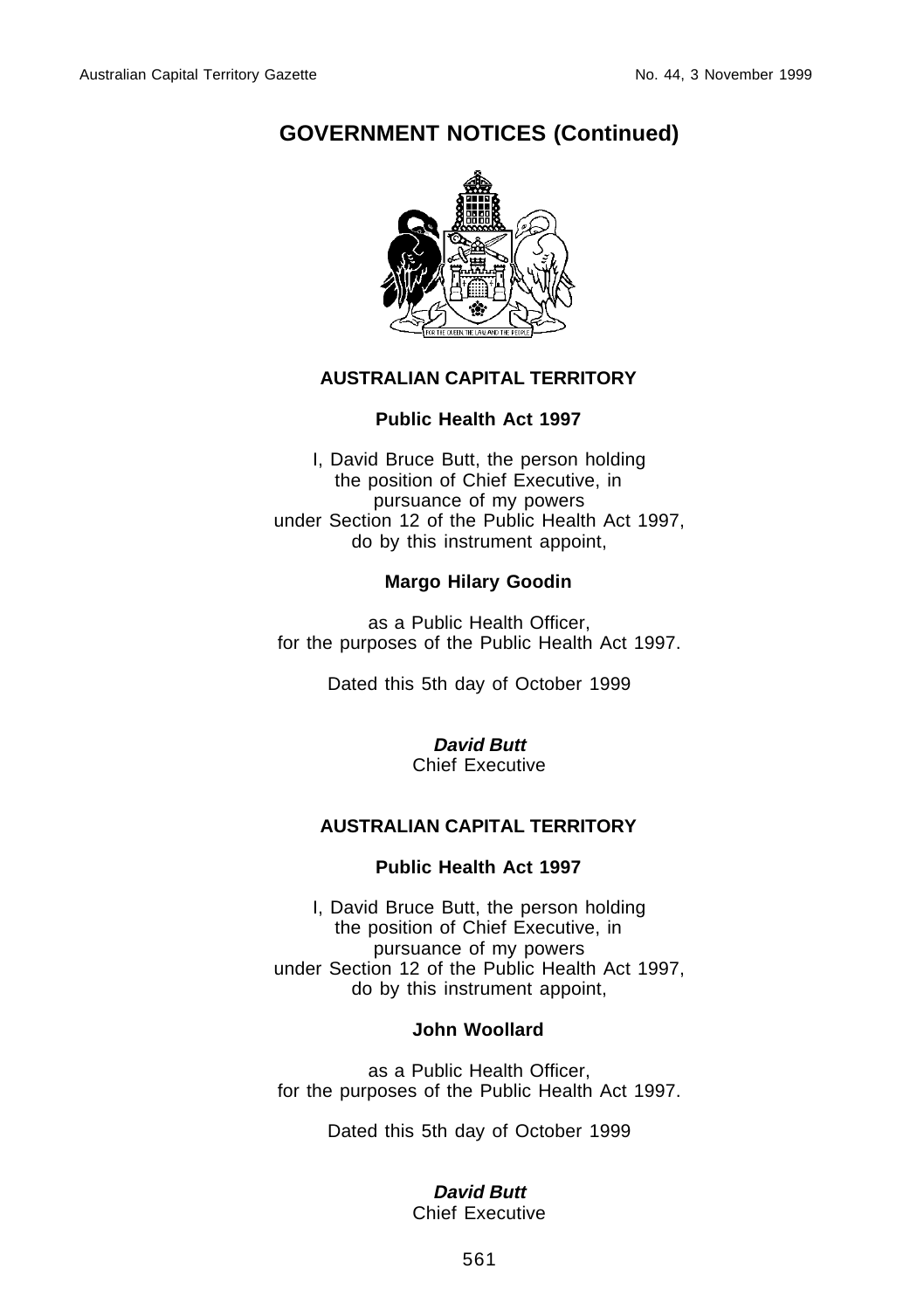# GOVERNMENT NOTICES (Continued)

## AUSTRALIAN CAPITAL TERRITORY

### Public Health Act 1997

I, David Bruce Butt, the person holding the position of Chief Executive, in pursuance of my powers under Section 12 of the Public Health Act 1997, do by this instrument appoint,

**Margo Hilary Goodin**

as a Public Health Officer, for the purposes of the Public Health Act 1997.

Dated this 5th day of October 1999

***David Butt***
Chief Executive

## AUSTRALIAN CAPITAL TERRITORY

### Public Health Act 1997

I, David Bruce Butt, the person holding the position of Chief Executive, in pursuance of my powers under Section 12 of the Public Health Act 1997, do by this instrument appoint,

**John Woollard**

as a Public Health Officer, for the purposes of the Public Health Act 1997.

Dated this 5th day of October 1999

***David Butt***
Chief Executive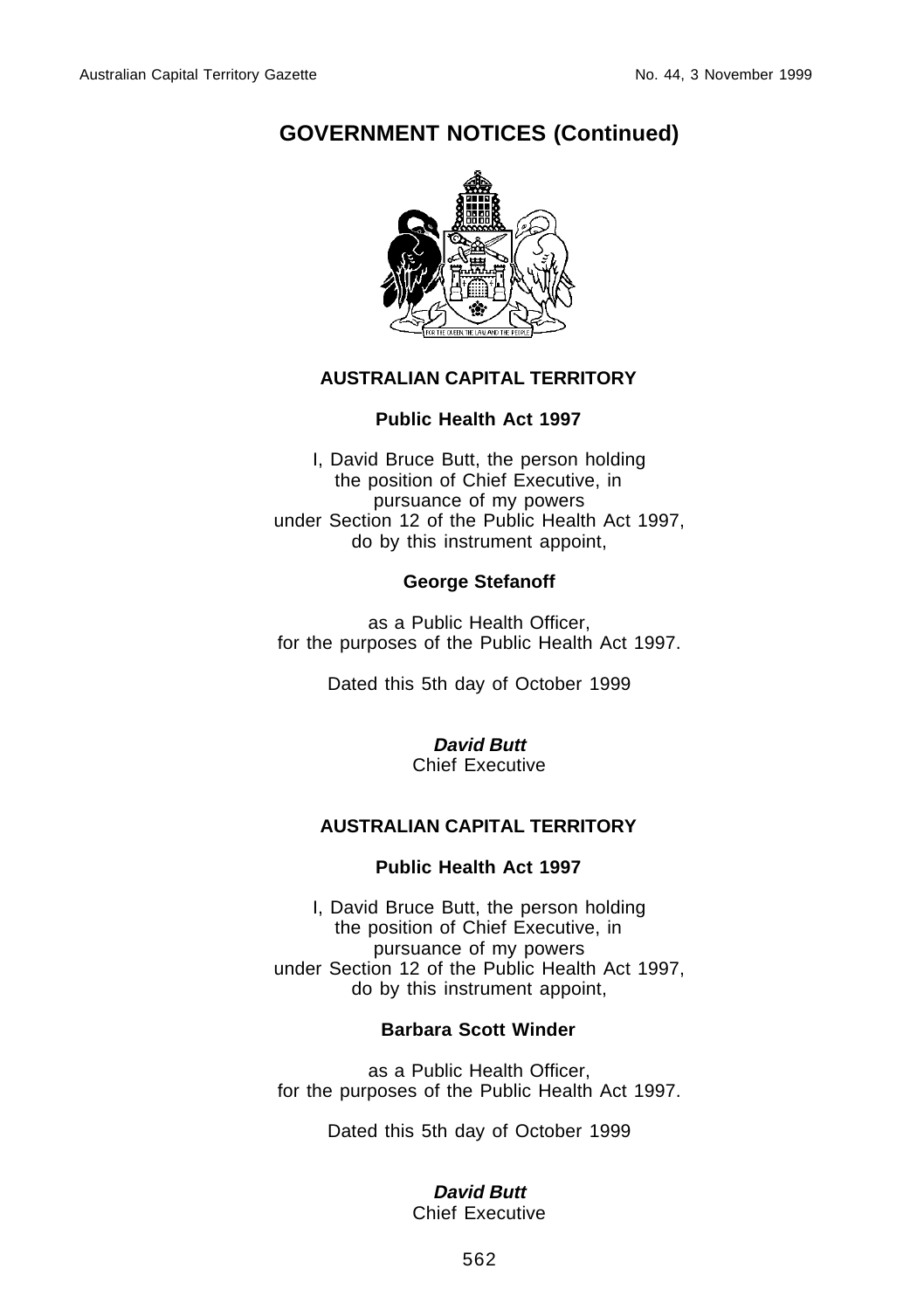## GOVERNMENT NOTICES (Continued)

### AUSTRALIAN CAPITAL TERRITORY

**Public Health Act 1997**

I, David Bruce Butt, the person holding the position of Chief Executive, in pursuance of my powers under Section 12 of the Public Health Act 1997, do by this instrument appoint,

**George Stefanoff**

as a Public Health Officer, for the purposes of the Public Health Act 1997.

Dated this 5th day of October 1999

***David Butt***
Chief Executive

### AUSTRALIAN CAPITAL TERRITORY

**Public Health Act 1997**

I, David Bruce Butt, the person holding the position of Chief Executive, in pursuance of my powers under Section 12 of the Public Health Act 1997, do by this instrument appoint,

**Barbara Scott Winder**

as a Public Health Officer, for the purposes of the Public Health Act 1997.

Dated this 5th day of October 1999

***David Butt***
Chief Executive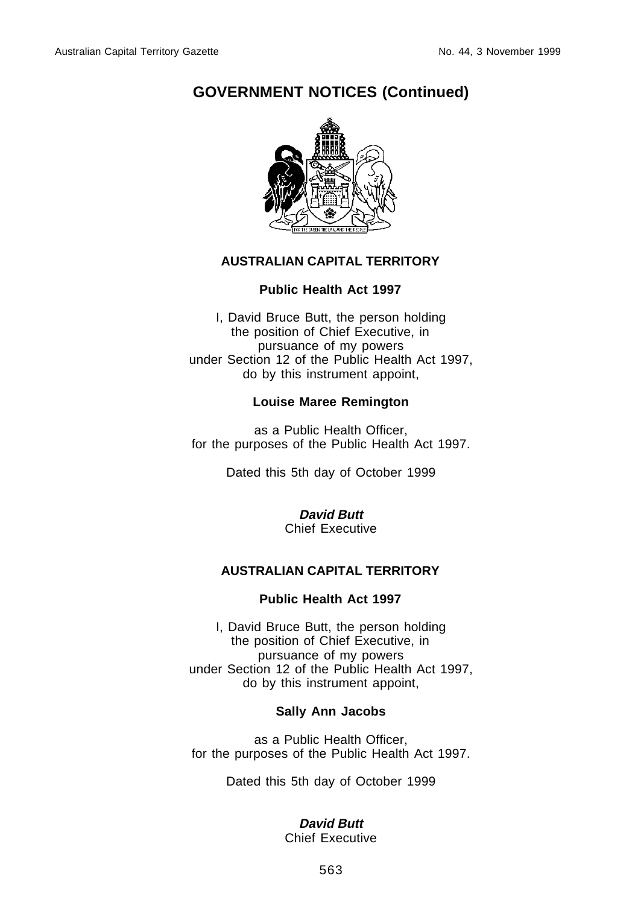## GOVERNMENT NOTICES (Continued)

### AUSTRALIAN CAPITAL TERRITORY

**Public Health Act 1997**

I, David Bruce Butt, the person holding the position of Chief Executive, in pursuance of my powers under Section 12 of the Public Health Act 1997, do by this instrument appoint,

**Louise Maree Remington**

as a Public Health Officer, for the purposes of the Public Health Act 1997.

Dated this 5th day of October 1999

***David Butt***
Chief Executive

### AUSTRALIAN CAPITAL TERRITORY

**Public Health Act 1997**

I, David Bruce Butt, the person holding the position of Chief Executive, in pursuance of my powers under Section 12 of the Public Health Act 1997, do by this instrument appoint,

**Sally Ann Jacobs**

as a Public Health Officer, for the purposes of the Public Health Act 1997.

Dated this 5th day of October 1999

***David Butt***
Chief Executive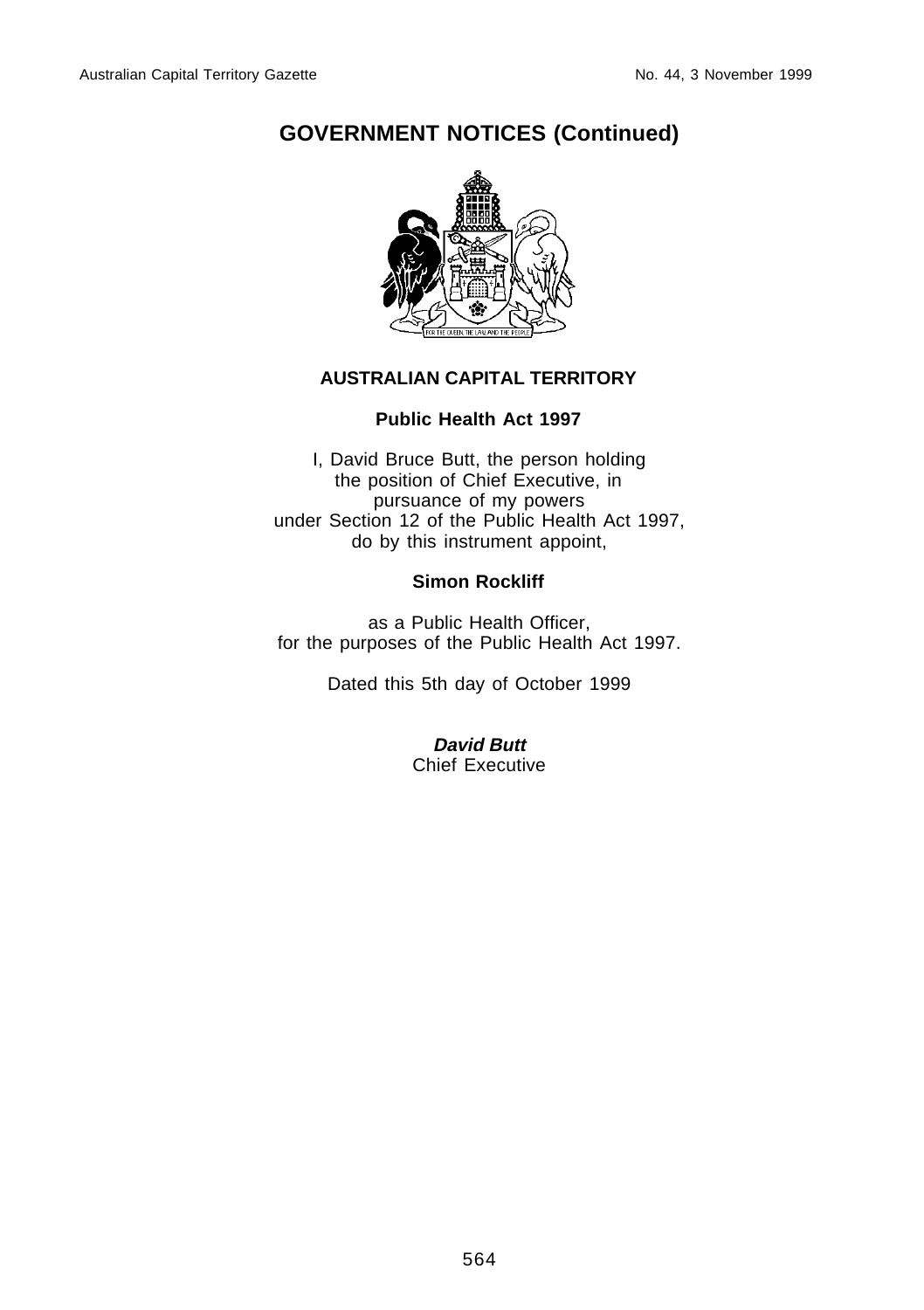# GOVERNMENT NOTICES (Continued)

**AUSTRALIAN CAPITAL TERRITORY**

**Public Health Act 1997**

I, David Bruce Butt, the person holding the position of Chief Executive, in pursuance of my powers under Section 12 of the Public Health Act 1997, do by this instrument appoint,

**Simon Rockliff**

as a Public Health Officer, for the purposes of the Public Health Act 1997.

Dated this 5th day of October 1999

***David Butt***
Chief Executive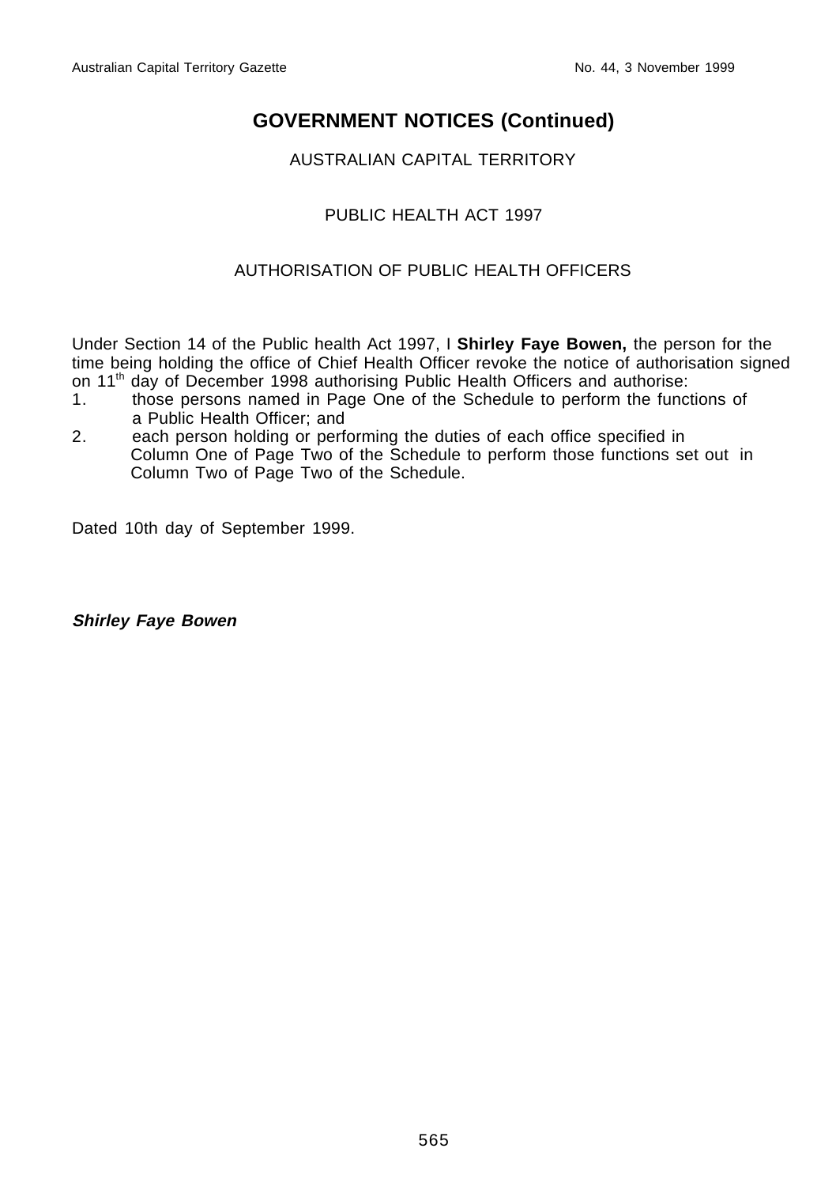# GOVERNMENT NOTICES (Continued)

AUSTRALIAN CAPITAL TERRITORY

PUBLIC HEALTH ACT 1997

AUTHORISATION OF PUBLIC HEALTH OFFICERS

Under Section 14 of the Public health Act 1997, I **Shirley Faye Bowen,** the person for the time being holding the office of Chief Health Officer revoke the notice of authorisation signed on 11th day of December 1998 authorising Public Health Officers and authorise:

1. those persons named in Page One of the Schedule to perform the functions of a Public Health Officer; and
2. each person holding or performing the duties of each office specified in Column One of Page Two of the Schedule to perform those functions set out in Column Two of Page Two of the Schedule.

Dated 10th day of September 1999.

***Shirley Faye Bowen***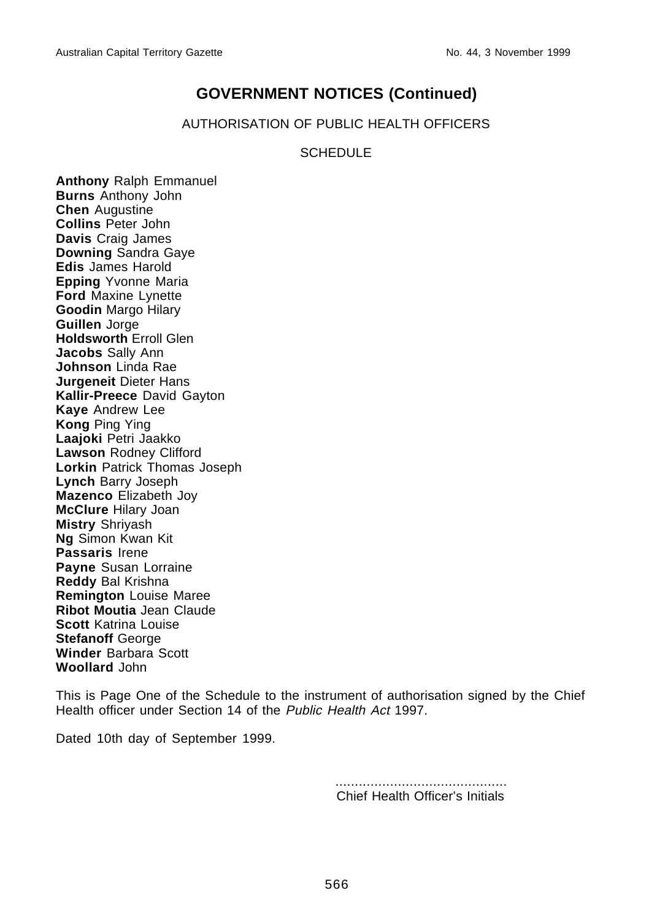## GOVERNMENT NOTICES (Continued)

AUTHORISATION OF PUBLIC HEALTH OFFICERS

SCHEDULE

**Anthony** Ralph Emmanuel
**Burns** Anthony John
**Chen** Augustine
**Collins** Peter John
**Davis** Craig James
**Downing** Sandra Gaye
**Edis** James Harold
**Epping** Yvonne Maria
**Ford** Maxine Lynette
**Goodin** Margo Hilary
**Guillen** Jorge
**Holdsworth** Erroll Glen
**Jacobs** Sally Ann
**Johnson** Linda Rae
**Jurgeneit** Dieter Hans
**Kallir-Preece** David Gayton
**Kaye** Andrew Lee
**Kong** Ping Ying
**Laajoki** Petri Jaakko
**Lawson** Rodney Clifford
**Lorkin** Patrick Thomas Joseph
**Lynch** Barry Joseph
**Mazenco** Elizabeth Joy
**McClure** Hilary Joan
**Mistry** Shriyash
**Ng** Simon Kwan Kit
**Passaris** Irene
**Payne** Susan Lorraine
**Reddy** Bal Krishna
**Remington** Louise Maree
**Ribot Moutia** Jean Claude
**Scott** Katrina Louise
**Stefanoff** George
**Winder** Barbara Scott
**Woollard** John

This is Page One of the Schedule to the instrument of authorisation signed by the Chief Health officer under Section 14 of the *Public Health Act* 1997.

Dated 10th day of September 1999.

...........................................
Chief Health Officer's Initials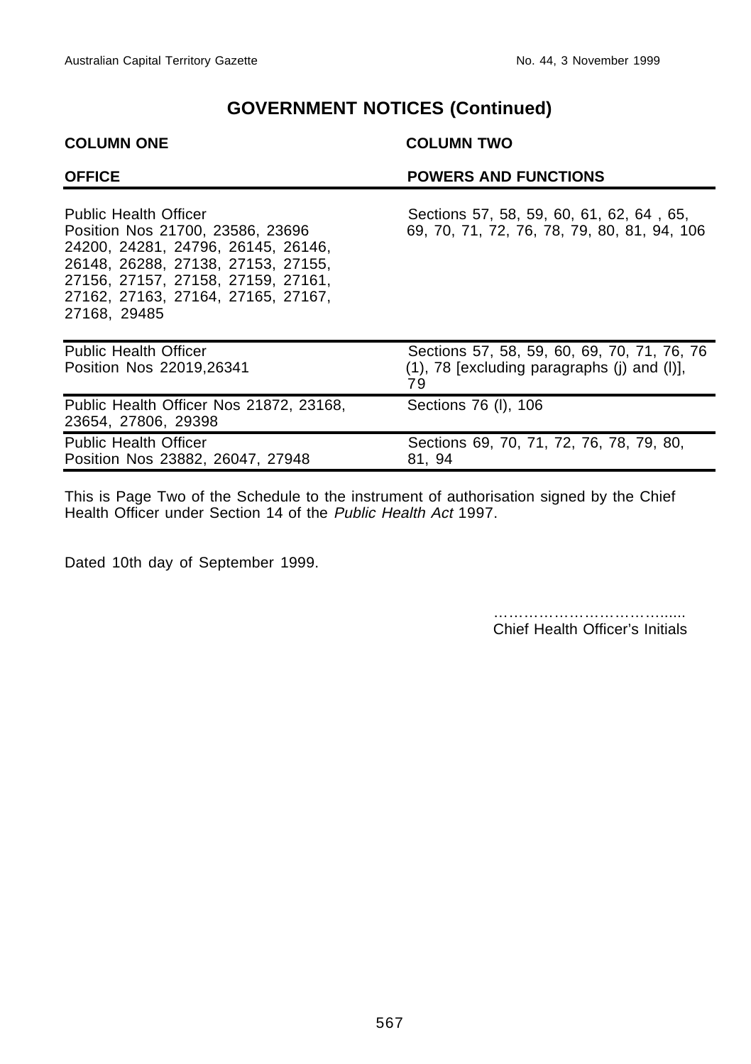## GOVERNMENT NOTICES (Continued)

| COLUMN ONE | COLUMN TWO |
|---|---|
| **OFFICE** | **POWERS AND FUNCTIONS** |
| Public Health Officer Position Nos 21700, 23586, 23696 24200, 24281, 24796, 26145, 26146, 26148, 26288, 27138, 27153, 27155, 27156, 27157, 27158, 27159, 27161, 27162, 27163, 27164, 27165, 27167, 27168, 29485 | Sections 57, 58, 59, 60, 61, 62, 64 , 65, 69, 70, 71, 72, 76, 78, 79, 80, 81, 94, 106 |
| Public Health Officer Position Nos 22019,26341 | Sections 57, 58, 59, 60, 69, 70, 71, 76, 76 (1), 78 [excluding paragraphs (j) and (l)], 79 |
| Public Health Officer Nos 21872, 23168, 23654, 27806, 29398 | Sections 76 (l), 106 |
| Public Health Officer Position Nos 23882, 26047, 27948 | Sections 69, 70, 71, 72, 76, 78, 79, 80, 81, 94 |

This is Page Two of the Schedule to the instrument of authorisation signed by the Chief Health Officer under Section 14 of the *Public Health Act* 1997.

Dated 10th day of September 1999.

………………………………....
Chief Health Officer's Initials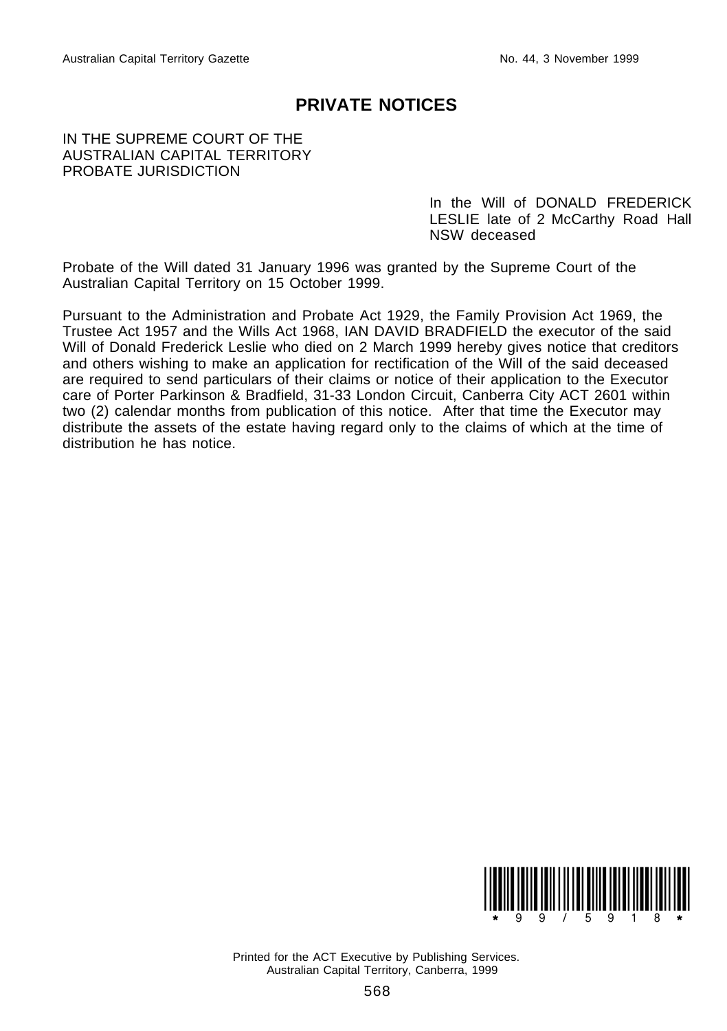# PRIVATE NOTICES

IN THE SUPREME COURT OF THE
AUSTRALIAN CAPITAL TERRITORY
PROBATE JURISDICTION

In the Will of DONALD FREDERICK LESLIE late of 2 McCarthy Road Hall NSW deceased

Probate of the Will dated 31 January 1996 was granted by the Supreme Court of the Australian Capital Territory on 15 October 1999.

Pursuant to the Administration and Probate Act 1929, the Family Provision Act 1969, the Trustee Act 1957 and the Wills Act 1968, IAN DAVID BRADFIELD the executor of the said Will of Donald Frederick Leslie who died on 2 March 1999 hereby gives notice that creditors and others wishing to make an application for rectification of the Will of the said deceased are required to send particulars of their claims or notice of their application to the Executor care of Porter Parkinson & Bradfield, 31-33 London Circuit, Canberra City ACT 2601 within two (2) calendar months from publication of this notice. After that time the Executor may distribute the assets of the estate having regard only to the claims of which at the time of distribution he has notice.

*99/5918*

Printed for the ACT Executive by Publishing Services.
Australian Capital Territory, Canberra, 1999